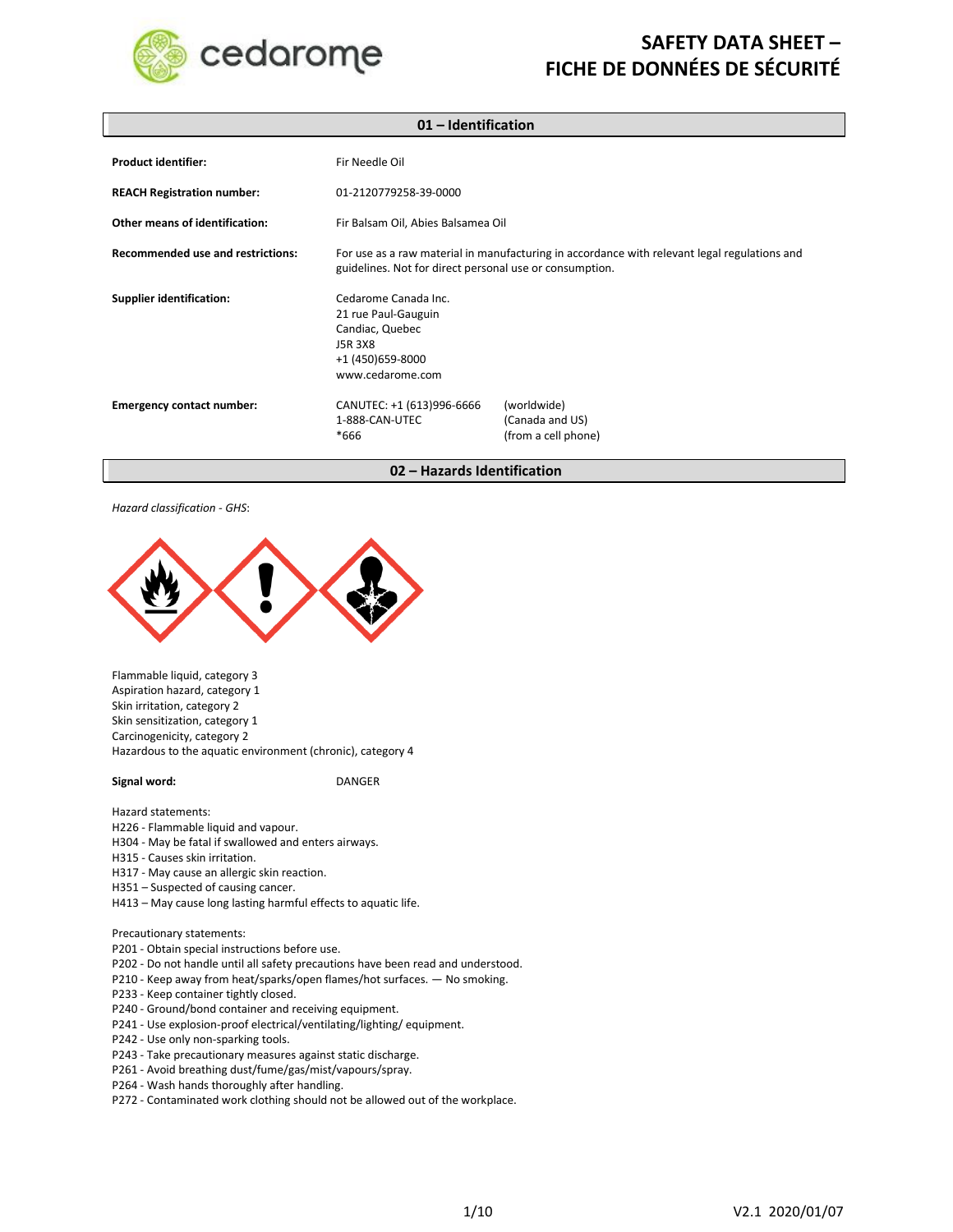# SAFETY DATA SHEET – FICHE DE DONNÉES DE SÉCURITÉ

## 01 – Identification

| | |
|---|---|
| **Product identifier:** | Fir Needle Oil |
| **REACH Registration number:** | 01-2120779258-39-0000 |
| **Other means of identification:** | Fir Balsam Oil, Abies Balsamea Oil |
| **Recommended use and restrictions:** | For use as a raw material in manufacturing in accordance with relevant legal regulations and guidelines. Not for direct personal use or consumption. |
| **Supplier identification:** | Cedarome Canada Inc.<br>21 rue Paul-Gauguin<br>Candiac, Quebec<br>J5R 3X8<br>+1 (450)659-8000<br>www.cedarome.com |
| **Emergency contact number:** | CANUTEC: +1 (613)996-6666 (worldwide)<br>1-888-CAN-UTEC (Canada and US)<br>*666 (from a cell phone) |

## 02 – Hazards Identification

*Hazard classification - GHS*:

Flammable liquid, category 3
Aspiration hazard, category 1
Skin irritation, category 2
Skin sensitization, category 1
Carcinogenicity, category 2
Hazardous to the aquatic environment (chronic), category 4

**Signal word:** DANGER

Hazard statements:
H226 - Flammable liquid and vapour.
H304 - May be fatal if swallowed and enters airways.
H315 - Causes skin irritation.
H317 - May cause an allergic skin reaction.
H351 – Suspected of causing cancer.
H413 – May cause long lasting harmful effects to aquatic life.

Precautionary statements:
P201 - Obtain special instructions before use.
P202 - Do not handle until all safety precautions have been read and understood.
P210 - Keep away from heat/sparks/open flames/hot surfaces. — No smoking.
P233 - Keep container tightly closed.
P240 - Ground/bond container and receiving equipment.
P241 - Use explosion-proof electrical/ventilating/lighting/ equipment.
P242 - Use only non-sparking tools.
P243 - Take precautionary measures against static discharge.
P261 - Avoid breathing dust/fume/gas/mist/vapours/spray.
P264 - Wash hands thoroughly after handling.
P272 - Contaminated work clothing should not be allowed out of the workplace.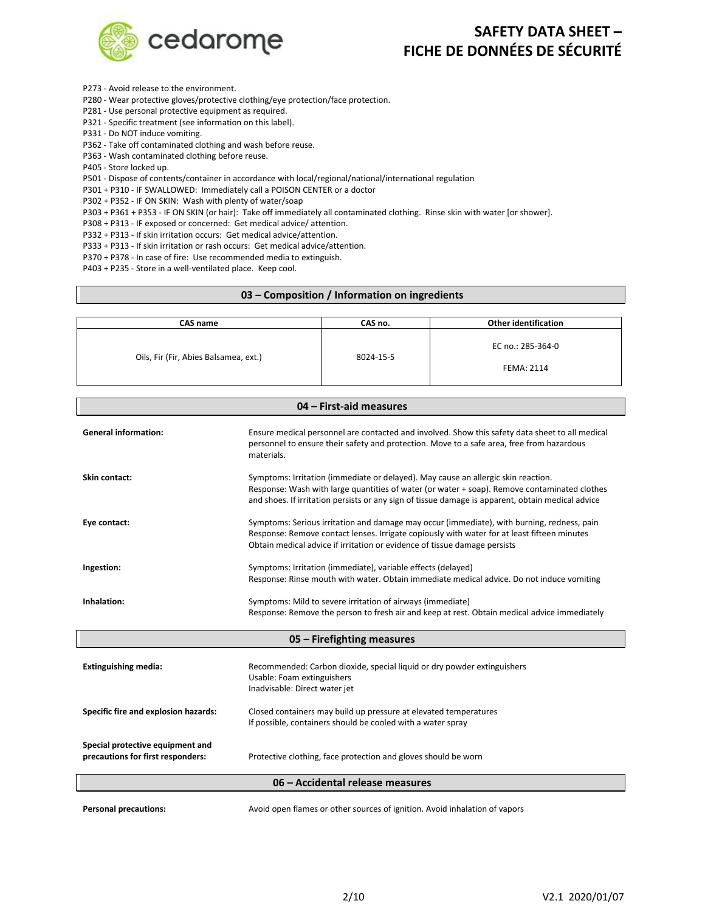P273 - Avoid release to the environment.
P280 - Wear protective gloves/protective clothing/eye protection/face protection.
P281 - Use personal protective equipment as required.
P321 - Specific treatment (see information on this label).
P331 - Do NOT induce vomiting.
P362 - Take off contaminated clothing and wash before reuse.
P363 - Wash contaminated clothing before reuse.
P405 - Store locked up.
P501 - Dispose of contents/container in accordance with local/regional/national/international regulation
P301 + P310 - IF SWALLOWED: Immediately call a POISON CENTER or a doctor
P302 + P352 - IF ON SKIN: Wash with plenty of water/soap
P303 + P361 + P353 - IF ON SKIN (or hair): Take off immediately all contaminated clothing. Rinse skin with water [or shower].
P308 + P313 - IF exposed or concerned: Get medical advice/ attention.
P332 + P313 - If skin irritation occurs: Get medical advice/attention.
P333 + P313 - If skin irritation or rash occurs: Get medical advice/attention.
P370 + P378 - In case of fire: Use recommended media to extinguish.
P403 + P235 - Store in a well-ventilated place. Keep cool.

## 03 – Composition / Information on ingredients

| CAS name | CAS no. | Other identification |
|---|---|---|
| Oils, Fir (Fir, Abies Balsamea, ext.) | 8024-15-5 | EC no.: 285-364-0<br>FEMA: 2114 |

## 04 – First-aid measures

**General information:** Ensure medical personnel are contacted and involved. Show this safety data sheet to all medical personnel to ensure their safety and protection. Move to a safe area, free from hazardous materials.

**Skin contact:** Symptoms: Irritation (immediate or delayed). May cause an allergic skin reaction.
Response: Wash with large quantities of water (or water + soap). Remove contaminated clothes and shoes. If irritation persists or any sign of tissue damage is apparent, obtain medical advice

**Eye contact:** Symptoms: Serious irritation and damage may occur (immediate), with burning, redness, pain
Response: Remove contact lenses. Irrigate copiously with water for at least fifteen minutes
Obtain medical advice if irritation or evidence of tissue damage persists

**Ingestion:** Symptoms: Irritation (immediate), variable effects (delayed)
Response: Rinse mouth with water. Obtain immediate medical advice. Do not induce vomiting

**Inhalation:** Symptoms: Mild to severe irritation of airways (immediate)
Response: Remove the person to fresh air and keep at rest. Obtain medical advice immediately

## 05 – Firefighting measures

**Extinguishing media:** Recommended: Carbon dioxide, special liquid or dry powder extinguishers
Usable: Foam extinguishers
Inadvisable: Direct water jet

**Specific fire and explosion hazards:** Closed containers may build up pressure at elevated temperatures
If possible, containers should be cooled with a water spray

**Special protective equipment and precautions for first responders:** Protective clothing, face protection and gloves should be worn

## 06 – Accidental release measures

**Personal precautions:** Avoid open flames or other sources of ignition. Avoid inhalation of vapors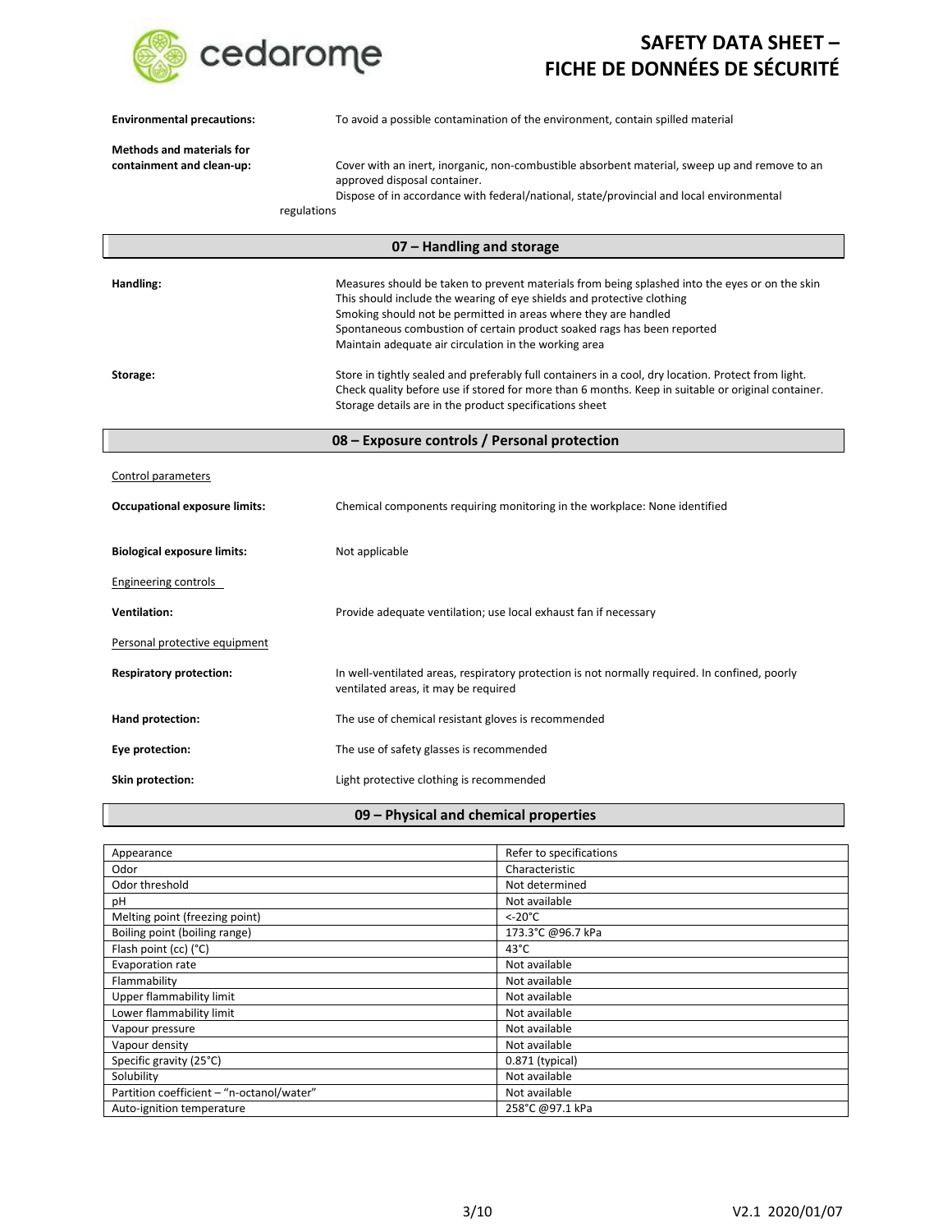**Environmental precautions:** To avoid a possible contamination of the environment, contain spilled material

**Methods and materials for containment and clean-up:** Cover with an inert, inorganic, non-combustible absorbent material, sweep up and remove to an approved disposal container.
Dispose of in accordance with federal/national, state/provincial and local environmental regulations

## 07 – Handling and storage

**Handling:** Measures should be taken to prevent materials from being splashed into the eyes or on the skin
This should include the wearing of eye shields and protective clothing
Smoking should not be permitted in areas where they are handled
Spontaneous combustion of certain product soaked rags has been reported
Maintain adequate air circulation in the working area

**Storage:** Store in tightly sealed and preferably full containers in a cool, dry location. Protect from light. Check quality before use if stored for more than 6 months. Keep in suitable or original container. Storage details are in the product specifications sheet

## 08 – Exposure controls / Personal protection

Control parameters

**Occupational exposure limits:** Chemical components requiring monitoring in the workplace: None identified

**Biological exposure limits:** Not applicable

Engineering controls

**Ventilation:** Provide adequate ventilation; use local exhaust fan if necessary

Personal protective equipment

**Respiratory protection:** In well-ventilated areas, respiratory protection is not normally required. In confined, poorly ventilated areas, it may be required

**Hand protection:** The use of chemical resistant gloves is recommended

**Eye protection:** The use of safety glasses is recommended

**Skin protection:** Light protective clothing is recommended

## 09 – Physical and chemical properties

| Property | Value |
|---|---|
| Appearance | Refer to specifications |
| Odor | Characteristic |
| Odor threshold | Not determined |
| pH | Not available |
| Melting point (freezing point) | <-20°C |
| Boiling point (boiling range) | 173.3°C @96.7 kPa |
| Flash point (cc) (°C) | 43°C |
| Evaporation rate | Not available |
| Flammability | Not available |
| Upper flammability limit | Not available |
| Lower flammability limit | Not available |
| Vapour pressure | Not available |
| Vapour density | Not available |
| Specific gravity (25°C) | 0.871 (typical) |
| Solubility | Not available |
| Partition coefficient – "n-octanol/water" | Not available |
| Auto-ignition temperature | 258°C @97.1 kPa |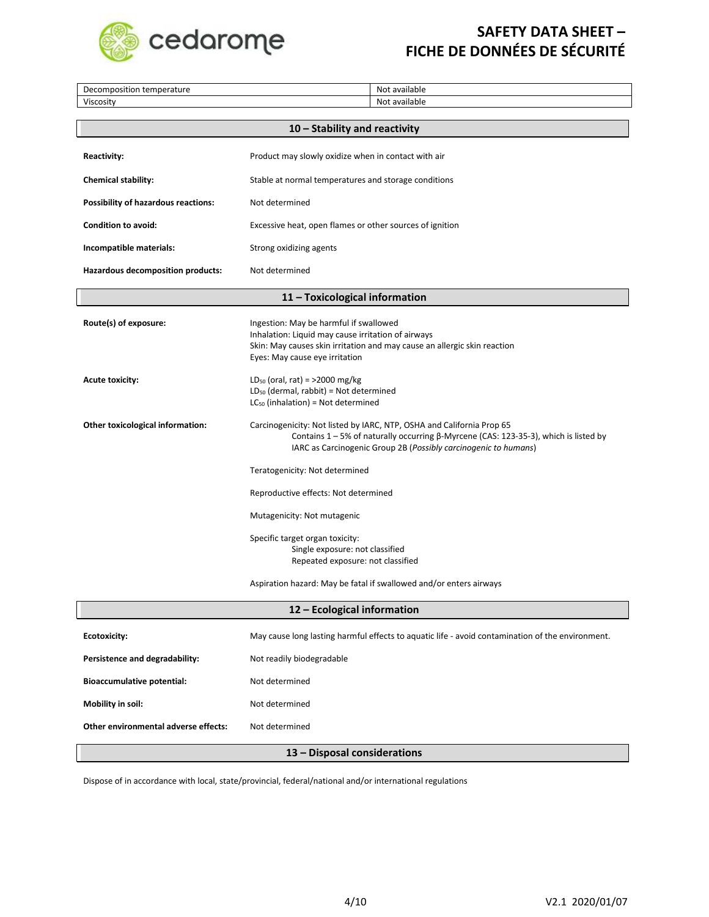| Decomposition temperature | Not available |
| --- | --- |
| Viscosity | Not available |

## 10 – Stability and reactivity

| | |
| --- | --- |
| **Reactivity:** | Product may slowly oxidize when in contact with air |
| **Chemical stability:** | Stable at normal temperatures and storage conditions |
| **Possibility of hazardous reactions:** | Not determined |
| **Condition to avoid:** | Excessive heat, open flames or other sources of ignition |
| **Incompatible materials:** | Strong oxidizing agents |
| **Hazardous decomposition products:** | Not determined |

## 11 – Toxicological information

**Route(s) of exposure:**

Ingestion: May be harmful if swallowed
Inhalation: Liquid may cause irritation of airways
Skin: May causes skin irritation and may cause an allergic skin reaction
Eyes: May cause eye irritation

**Acute toxicity:**

$LD_{50}$ (oral, rat) = >2000 mg/kg
$LD_{50}$ (dermal, rabbit) = Not determined
$LC_{50}$ (inhalation) = Not determined

**Other toxicological information:**

Carcinogenicity: Not listed by IARC, NTP, OSHA and California Prop 65
Contains 1 – 5% of naturally occurring β-Myrcene (CAS: 123-35-3), which is listed by IARC as Carcinogenic Group 2B (*Possibly carcinogenic to humans*)

Teratogenicity: Not determined

Reproductive effects: Not determined

Mutagenicity: Not mutagenic

Specific target organ toxicity:
Single exposure: not classified
Repeated exposure: not classified

Aspiration hazard: May be fatal if swallowed and/or enters airways

## 12 – Ecological information

| | |
| --- | --- |
| **Ecotoxicity:** | May cause long lasting harmful effects to aquatic life - avoid contamination of the environment. |
| **Persistence and degradability:** | Not readily biodegradable |
| **Bioaccumulative potential:** | Not determined |
| **Mobility in soil:** | Not determined |
| **Other environmental adverse effects:** | Not determined |

## 13 – Disposal considerations

Dispose of in accordance with local, state/provincial, federal/national and/or international regulations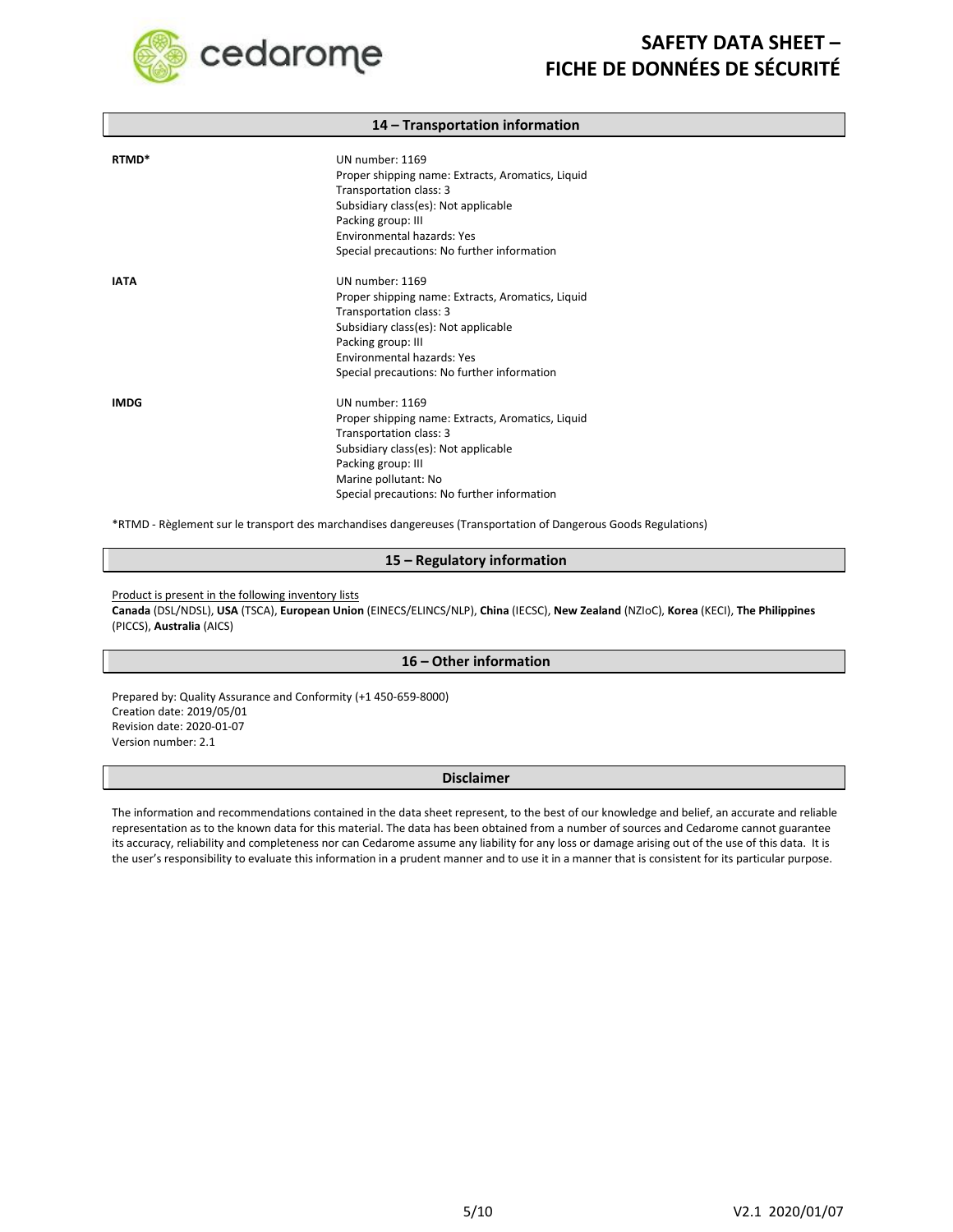## 14 – Transportation information

**RTMD***

UN number: 1169
Proper shipping name: Extracts, Aromatics, Liquid
Transportation class: 3
Subsidiary class(es): Not applicable
Packing group: III
Environmental hazards: Yes
Special precautions: No further information

**IATA**

UN number: 1169
Proper shipping name: Extracts, Aromatics, Liquid
Transportation class: 3
Subsidiary class(es): Not applicable
Packing group: III
Environmental hazards: Yes
Special precautions: No further information

**IMDG**

UN number: 1169
Proper shipping name: Extracts, Aromatics, Liquid
Transportation class: 3
Subsidiary class(es): Not applicable
Packing group: III
Marine pollutant: No
Special precautions: No further information

*RTMD - Règlement sur le transport des marchandises dangereuses (Transportation of Dangerous Goods Regulations)

## 15 – Regulatory information

Product is present in the following inventory lists

**Canada** (DSL/NDSL), **USA** (TSCA), **European Union** (EINECS/ELINCS/NLP), **China** (IECSC), **New Zealand** (NZIoC), **Korea** (KECI), **The Philippines** (PICCS), **Australia** (AICS)

## 16 – Other information

Prepared by: Quality Assurance and Conformity (+1 450-659-8000)
Creation date: 2019/05/01
Revision date: 2020-01-07
Version number: 2.1

## Disclaimer

The information and recommendations contained in the data sheet represent, to the best of our knowledge and belief, an accurate and reliable representation as to the known data for this material. The data has been obtained from a number of sources and Cedarome cannot guarantee its accuracy, reliability and completeness nor can Cedarome assume any liability for any loss or damage arising out of the use of this data. It is the user's responsibility to evaluate this information in a prudent manner and to use it in a manner that is consistent for its particular purpose.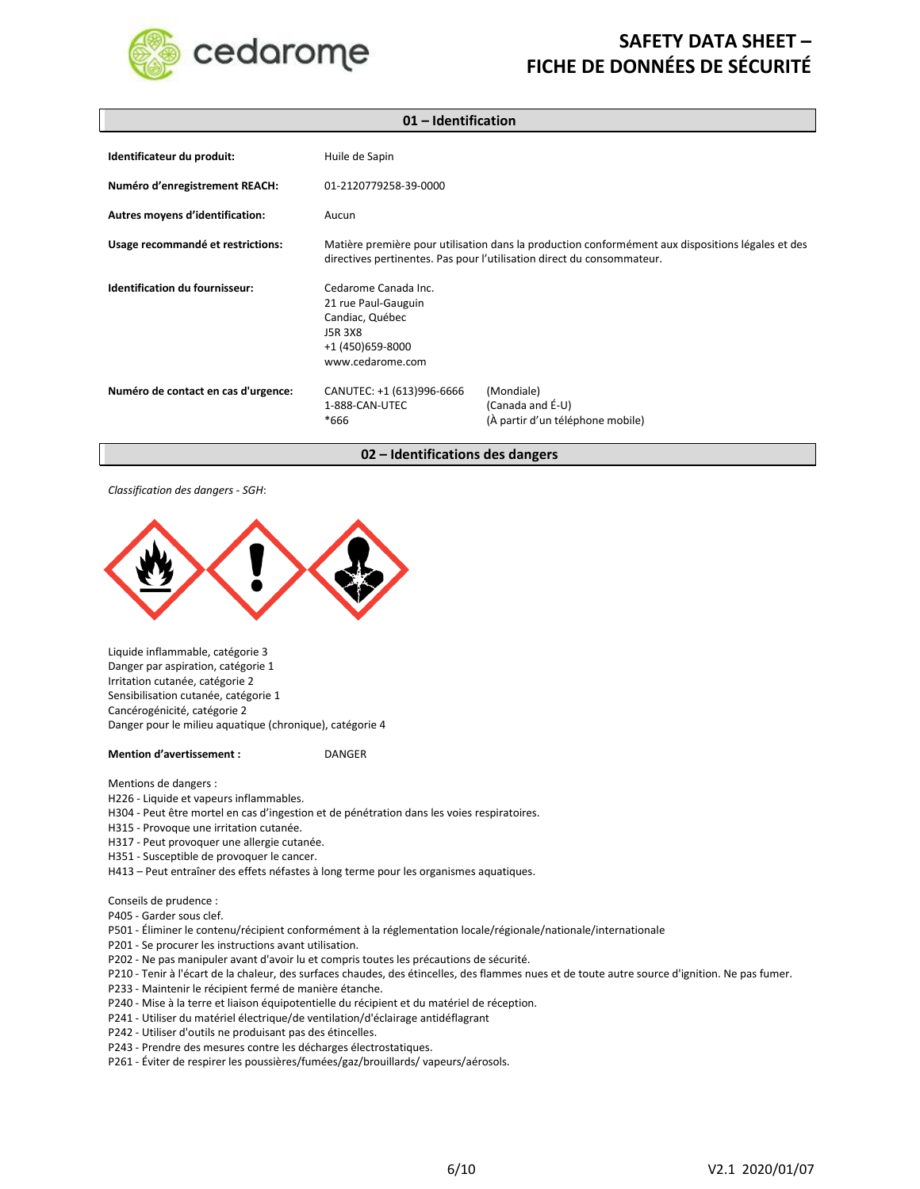# SAFETY DATA SHEET – FICHE DE DONNÉES DE SÉCURITÉ

## 01 – Identification

| | |
|---|---|
| **Identificateur du produit:** | Huile de Sapin |
| **Numéro d'enregistrement REACH:** | 01-2120779258-39-0000 |
| **Autres moyens d'identification:** | Aucun |
| **Usage recommandé et restrictions:** | Matière première pour utilisation dans la production conformément aux dispositions légales et des directives pertinentes. Pas pour l'utilisation direct du consommateur. |
| **Identification du fournisseur:** | Cedarome Canada Inc.<br>21 rue Paul-Gauguin<br>Candiac, Québec<br>J5R 3X8<br>+1 (450)659-8000<br>www.cedarome.com |
| **Numéro de contact en cas d'urgence:** | CANUTEC: +1 (613)996-6666 (Mondiale)<br>1-888-CAN-UTEC (Canada and É-U)<br>*666 (À partir d'un téléphone mobile) |

## 02 – Identifications des dangers

*Classification des dangers - SGH*:

Liquide inflammable, catégorie 3
Danger par aspiration, catégorie 1
Irritation cutanée, catégorie 2
Sensibilisation cutanée, catégorie 1
Cancérogénicité, catégorie 2
Danger pour le milieu aquatique (chronique), catégorie 4

**Mention d'avertissement :** DANGER

Mentions de dangers :
H226 - Liquide et vapeurs inflammables.
H304 - Peut être mortel en cas d'ingestion et de pénétration dans les voies respiratoires.
H315 - Provoque une irritation cutanée.
H317 - Peut provoquer une allergie cutanée.
H351 - Susceptible de provoquer le cancer.
H413 – Peut entraîner des effets néfastes à long terme pour les organismes aquatiques.

Conseils de prudence :
P405 - Garder sous clef.
P501 - Éliminer le contenu/récipient conformément à la réglementation locale/régionale/nationale/internationale
P201 - Se procurer les instructions avant utilisation.
P202 - Ne pas manipuler avant d'avoir lu et compris toutes les précautions de sécurité.
P210 - Tenir à l'écart de la chaleur, des surfaces chaudes, des étincelles, des flammes nues et de toute autre source d'ignition. Ne pas fumer.
P233 - Maintenir le récipient fermé de manière étanche.
P240 - Mise à la terre et liaison équipotentielle du récipient et du matériel de réception.
P241 - Utiliser du matériel électrique/de ventilation/d'éclairage antidéflagrant
P242 - Utiliser d'outils ne produisant pas des étincelles.
P243 - Prendre des mesures contre les décharges électrostatiques.
P261 - Éviter de respirer les poussières/fumées/gaz/brouillards/ vapeurs/aérosols.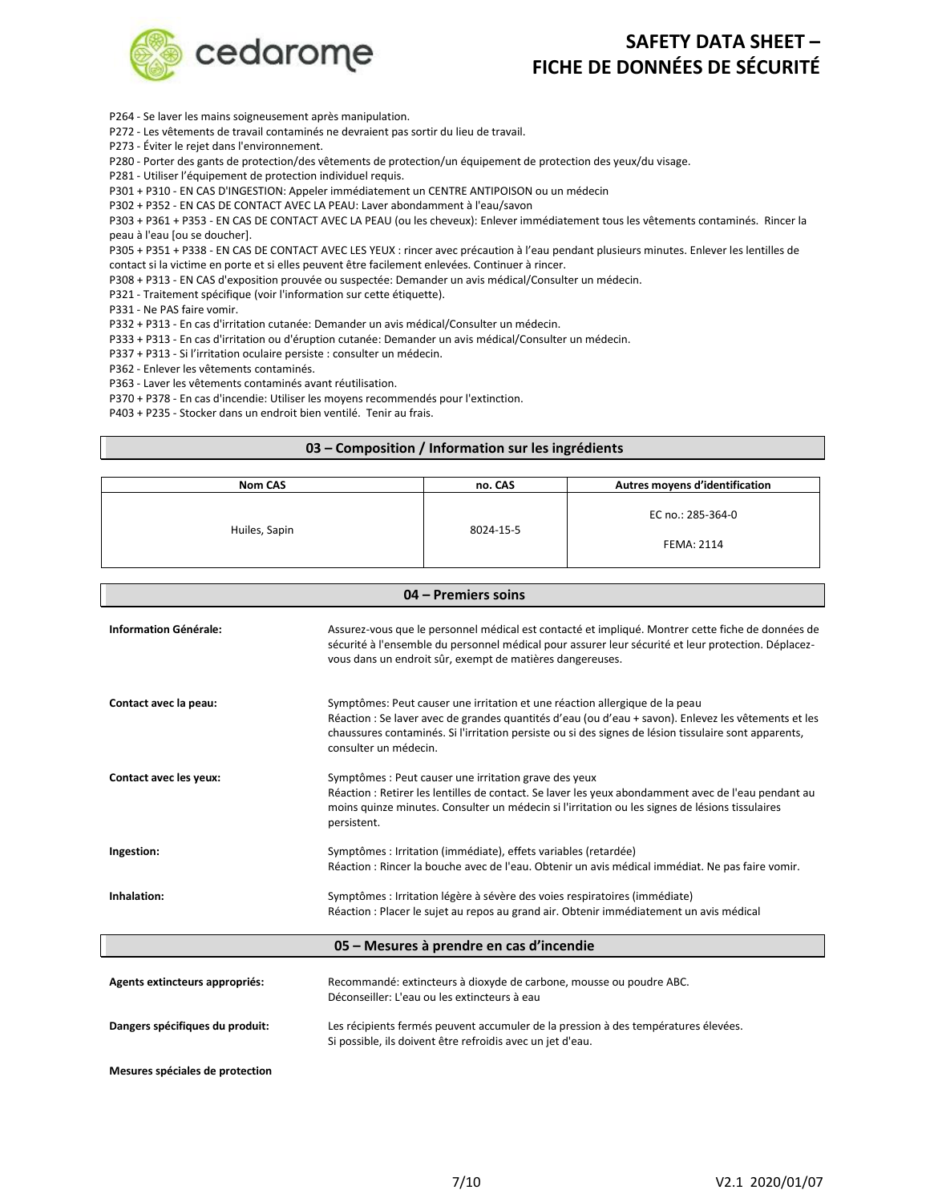P264 - Se laver les mains soigneusement après manipulation.
P272 - Les vêtements de travail contaminés ne devraient pas sortir du lieu de travail.
P273 - Éviter le rejet dans l'environnement.
P280 - Porter des gants de protection/des vêtements de protection/un équipement de protection des yeux/du visage.
P281 - Utiliser l'équipement de protection individuel requis.
P301 + P310 - EN CAS D'INGESTION: Appeler immédiatement un CENTRE ANTIPOISON ou un médecin
P302 + P352 - EN CAS DE CONTACT AVEC LA PEAU: Laver abondamment à l'eau/savon
P303 + P361 + P353 - EN CAS DE CONTACT AVEC LA PEAU (ou les cheveux): Enlever immédiatement tous les vêtements contaminés. Rincer la peau à l'eau [ou se doucher].
P305 + P351 + P338 - EN CAS DE CONTACT AVEC LES YEUX : rincer avec précaution à l'eau pendant plusieurs minutes. Enlever les lentilles de contact si la victime en porte et si elles peuvent être facilement enlevées. Continuer à rincer.
P308 + P313 - EN CAS d'exposition prouvée ou suspectée: Demander un avis médical/Consulter un médecin.
P321 - Traitement spécifique (voir l'information sur cette étiquette).
P331 - Ne PAS faire vomir.
P332 + P313 - En cas d'irritation cutanée: Demander un avis médical/Consulter un médecin.
P333 + P313 - En cas d'irritation ou d'éruption cutanée: Demander un avis médical/Consulter un médecin.
P337 + P313 - Si l'irritation oculaire persiste : consulter un médecin.
P362 - Enlever les vêtements contaminés.
P363 - Laver les vêtements contaminés avant réutilisation.
P370 + P378 - En cas d'incendie: Utiliser les moyens recommendés pour l'extinction.
P403 + P235 - Stocker dans un endroit bien ventilé. Tenir au frais.

## 03 – Composition / Information sur les ingrédients

| Nom CAS | no. CAS | Autres moyens d'identification |
|---|---|---|
| Huiles, Sapin | 8024-15-5 | EC no.: 285-364-0<br>FEMA: 2114 |

## 04 – Premiers soins

**Information Générale:** Assurez-vous que le personnel médical est contacté et impliqué. Montrer cette fiche de données de sécurité à l'ensemble du personnel médical pour assurer leur sécurité et leur protection. Déplacez-vous dans un endroit sûr, exempt de matières dangereuses.

**Contact avec la peau:** Symptômes: Peut causer une irritation et une réaction allergique de la peau
Réaction : Se laver avec de grandes quantités d'eau (ou d'eau + savon). Enlevez les vêtements et les chaussures contaminés. Si l'irritation persiste ou si des signes de lésion tissulaire sont apparents, consulter un médecin.

**Contact avec les yeux:** Symptômes : Peut causer une irritation grave des yeux
Réaction : Retirer les lentilles de contact. Se laver les yeux abondamment avec de l'eau pendant au moins quinze minutes. Consulter un médecin si l'irritation ou les signes de lésions tissulaires persistent.

**Ingestion:** Symptômes : Irritation (immédiate), effets variables (retardée)
Réaction : Rincer la bouche avec de l'eau. Obtenir un avis médical immédiat. Ne pas faire vomir.

**Inhalation:** Symptômes : Irritation légère à sévère des voies respiratoires (immédiate)
Réaction : Placer le sujet au repos au grand air. Obtenir immédiatement un avis médical

## 05 – Mesures à prendre en cas d'incendie

**Agents extincteurs appropriés:** Recommandé: extincteurs à dioxyde de carbone, mousse ou poudre ABC.
Déconseiller: L'eau ou les extincteurs à eau

**Dangers spécifiques du produit:** Les récipients fermés peuvent accumuler de la pression à des températures élevées.
Si possible, ils doivent être refroidis avec un jet d'eau.

**Mesures spéciales de protection**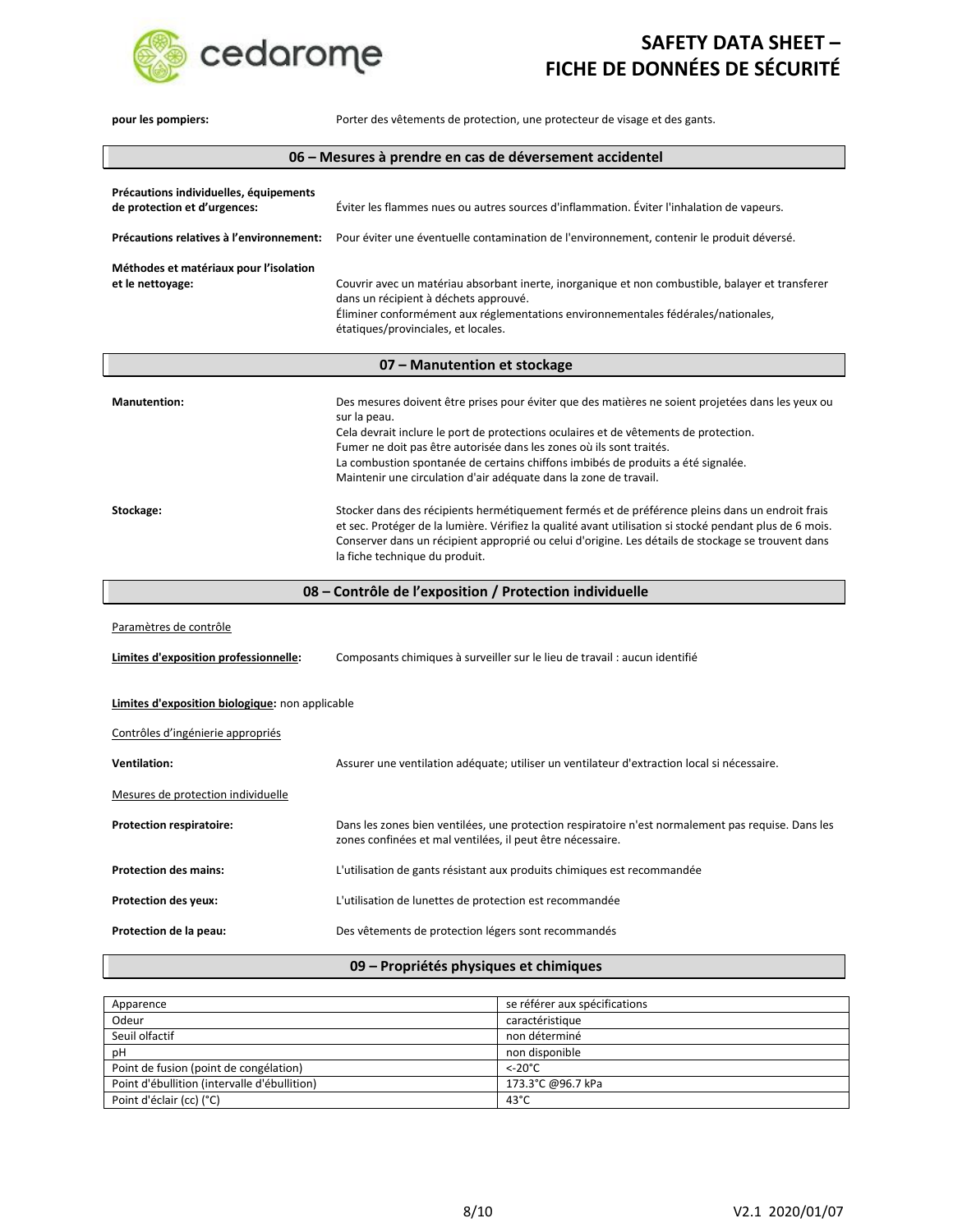**pour les pompiers:** Porter des vêtements de protection, une protecteur de visage et des gants.

## 06 – Mesures à prendre en cas de déversement accidentel

**Précautions individuelles, équipements de protection et d'urgences:** Éviter les flammes nues ou autres sources d'inflammation. Éviter l'inhalation de vapeurs.

**Précautions relatives à l'environnement:** Pour éviter une éventuelle contamination de l'environnement, contenir le produit déversé.

**Méthodes et matériaux pour l'isolation et le nettoyage:** Couvrir avec un matériau absorbant inerte, inorganique et non combustible, balayer et transferer dans un récipient à déchets approuvé.
Éliminer conformément aux réglementations environnementales fédérales/nationales, étatiques/provinciales, et locales.

## 07 – Manutention et stockage

**Manutention:** Des mesures doivent être prises pour éviter que des matières ne soient projetées dans les yeux ou sur la peau.
Cela devrait inclure le port de protections oculaires et de vêtements de protection.
Fumer ne doit pas être autorisée dans les zones où ils sont traités.
La combustion spontanée de certains chiffons imbibés de produits a été signalée.
Maintenir une circulation d'air adéquate dans la zone de travail.

**Stockage:** Stocker dans des récipients hermétiquement fermés et de préférence pleins dans un endroit frais et sec. Protéger de la lumière. Vérifiez la qualité avant utilisation si stocké pendant plus de 6 mois. Conserver dans un récipient approprié ou celui d'origine. Les détails de stockage se trouvent dans la fiche technique du produit.

## 08 – Contrôle de l'exposition / Protection individuelle

Paramètres de contrôle

**Limites d'exposition professionnelle:** Composants chimiques à surveiller sur le lieu de travail : aucun identifié

**Limites d'exposition biologique:** non applicable

Contrôles d'ingénierie appropriés

**Ventilation:** Assurer une ventilation adéquate; utiliser un ventilateur d'extraction local si nécessaire.

Mesures de protection individuelle

**Protection respiratoire:** Dans les zones bien ventilées, une protection respiratoire n'est normalement pas requise. Dans les zones confinées et mal ventilées, il peut être nécessaire.

**Protection des mains:** L'utilisation de gants résistant aux produits chimiques est recommandée

**Protection des yeux:** L'utilisation de lunettes de protection est recommandée

**Protection de la peau:** Des vêtements de protection légers sont recommandés

## 09 – Propriétés physiques et chimiques

| Propriété | Valeur |
|---|---|
| Apparence | se référer aux spécifications |
| Odeur | caractéristique |
| Seuil olfactif | non déterminé |
| pH | non disponible |
| Point de fusion (point de congélation) | <-20°C |
| Point d'ébullition (intervalle d'ébullition) | 173.3°C @96.7 kPa |
| Point d'éclair (cc) (°C) | 43°C |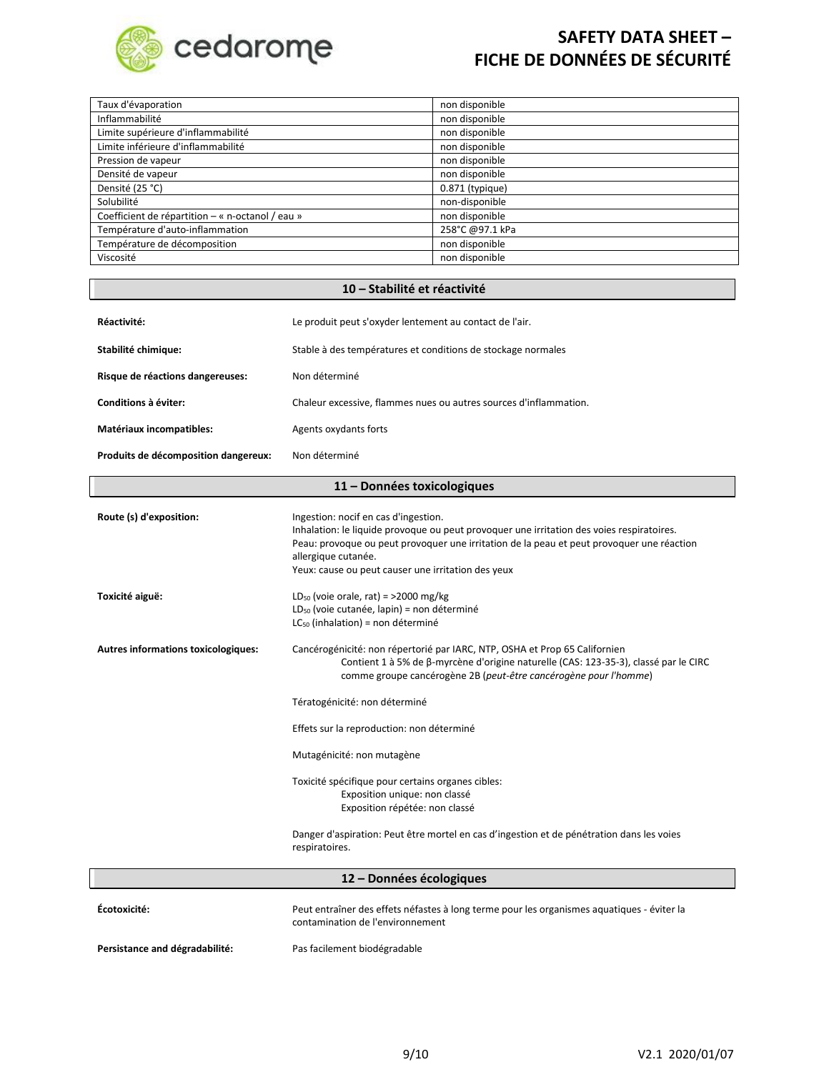| | |
|---|---|
| Taux d'évaporation | non disponible |
| Inflammabilité | non disponible |
| Limite supérieure d'inflammabilité | non disponible |
| Limite inférieure d'inflammabilité | non disponible |
| Pression de vapeur | non disponible |
| Densité de vapeur | non disponible |
| Densité (25 °C) | 0.871 (typique) |
| Solubilité | non-disponible |
| Coefficient de répartition – « n-octanol / eau » | non disponible |
| Température d'auto-inflammation | 258°C @97.1 kPa |
| Température de décomposition | non disponible |
| Viscosité | non disponible |

## 10 – Stabilité et réactivité

**Réactivité:** Le produit peut s'oxyder lentement au contact de l'air.

**Stabilité chimique:** Stable à des températures et conditions de stockage normales

**Risque de réactions dangereuses:** Non déterminé

**Conditions à éviter:** Chaleur excessive, flammes nues ou autres sources d'inflammation.

**Matériaux incompatibles:** Agents oxydants forts

**Produits de décomposition dangereux:** Non déterminé

## 11 – Données toxicologiques

**Route (s) d'exposition:**
Ingestion: nocif en cas d'ingestion.
Inhalation: le liquide provoque ou peut provoquer une irritation des voies respiratoires.
Peau: provoque ou peut provoquer une irritation de la peau et peut provoquer une réaction allergique cutanée.
Yeux: cause ou peut causer une irritation des yeux

**Toxicité aiguë:**
$LD_{50}$ (voie orale, rat) = >2000 mg/kg
$LD_{50}$ (voie cutanée, lapin) = non déterminé
$LC_{50}$ (inhalation) = non déterminé

**Autres informations toxicologiques:**
Cancérogénicité: non répertorié par IARC, NTP, OSHA et Prop 65 Californien
Contient 1 à 5% de β-myrcène d'origine naturelle (CAS: 123-35-3), classé par le CIRC comme groupe cancérogène 2B (*peut-être cancérogène pour l'homme*)

Tératogénicité: non déterminé

Effets sur la reproduction: non déterminé

Mutagénicité: non mutagène

Toxicité spécifique pour certains organes cibles:
Exposition unique: non classé
Exposition répétée: non classé

Danger d'aspiration: Peut être mortel en cas d'ingestion et de pénétration dans les voies respiratoires.

## 12 – Données écologiques

**Écotoxicité:** Peut entraîner des effets néfastes à long terme pour les organismes aquatiques - éviter la contamination de l'environnement

**Persistance and dégradabilité:** Pas facilement biodégradable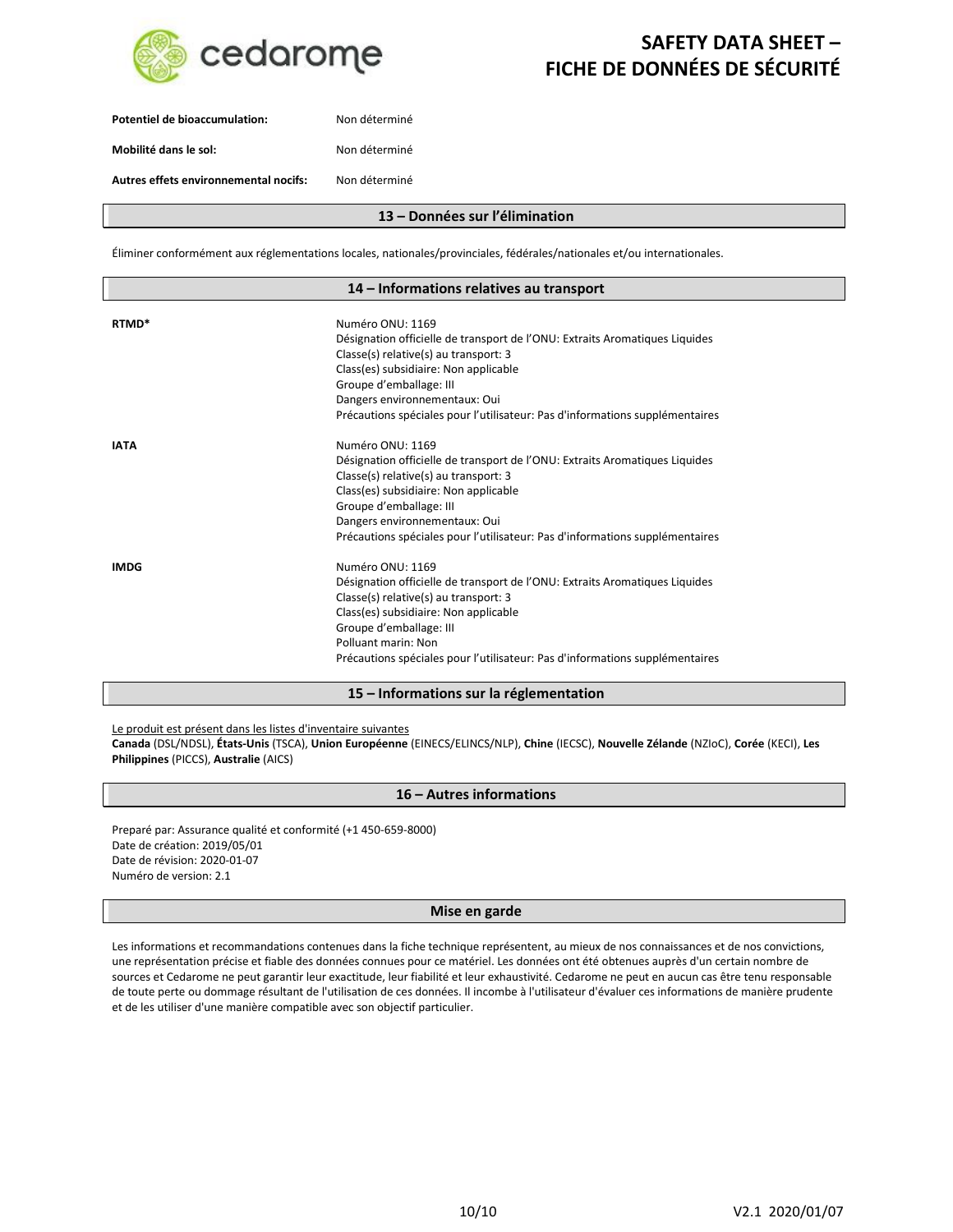**Potentiel de bioaccumulation:** Non déterminé

**Mobilité dans le sol:** Non déterminé

**Autres effets environnemental nocifs:** Non déterminé

## 13 – Données sur l'élimination

Éliminer conformément aux réglementations locales, nationales/provinciales, fédérales/nationales et/ou internationales.

## 14 – Informations relatives au transport

**RTMD***

Numéro ONU: 1169
Désignation officielle de transport de l'ONU: Extraits Aromatiques Liquides
Classe(s) relative(s) au transport: 3
Class(es) subsidiaire: Non applicable
Groupe d'emballage: III
Dangers environnementaux: Oui
Précautions spéciales pour l'utilisateur: Pas d'informations supplémentaires

**IATA**

Numéro ONU: 1169
Désignation officielle de transport de l'ONU: Extraits Aromatiques Liquides
Classe(s) relative(s) au transport: 3
Class(es) subsidiaire: Non applicable
Groupe d'emballage: III
Dangers environnementaux: Oui
Précautions spéciales pour l'utilisateur: Pas d'informations supplémentaires

**IMDG**

Numéro ONU: 1169
Désignation officielle de transport de l'ONU: Extraits Aromatiques Liquides
Classe(s) relative(s) au transport: 3
Class(es) subsidiaire: Non applicable
Groupe d'emballage: III
Polluant marin: Non
Précautions spéciales pour l'utilisateur: Pas d'informations supplémentaires

## 15 – Informations sur la réglementation

Le produit est présent dans les listes d'inventaire suivantes
**Canada** (DSL/NDSL), **États-Unis** (TSCA), **Union Européenne** (EINECS/ELINCS/NLP), **Chine** (IECSC), **Nouvelle Zélande** (NZIoC), **Corée** (KECI), **Les Philippines** (PICCS), **Australie** (AICS)

## 16 – Autres informations

Preparé par: Assurance qualité et conformité (+1 450-659-8000)
Date de création: 2019/05/01
Date de révision: 2020-01-07
Numéro de version: 2.1

## Mise en garde

Les informations et recommandations contenues dans la fiche technique représentent, au mieux de nos connaissances et de nos convictions, une représentation précise et fiable des données connues pour ce matériel. Les données ont été obtenues auprès d'un certain nombre de sources et Cedarome ne peut garantir leur exactitude, leur fiabilité et leur exhaustivité. Cedarome ne peut en aucun cas être tenu responsable de toute perte ou dommage résultant de l'utilisation de ces données. Il incombe à l'utilisateur d'évaluer ces informations de manière prudente et de les utiliser d'une manière compatible avec son objectif particulier.